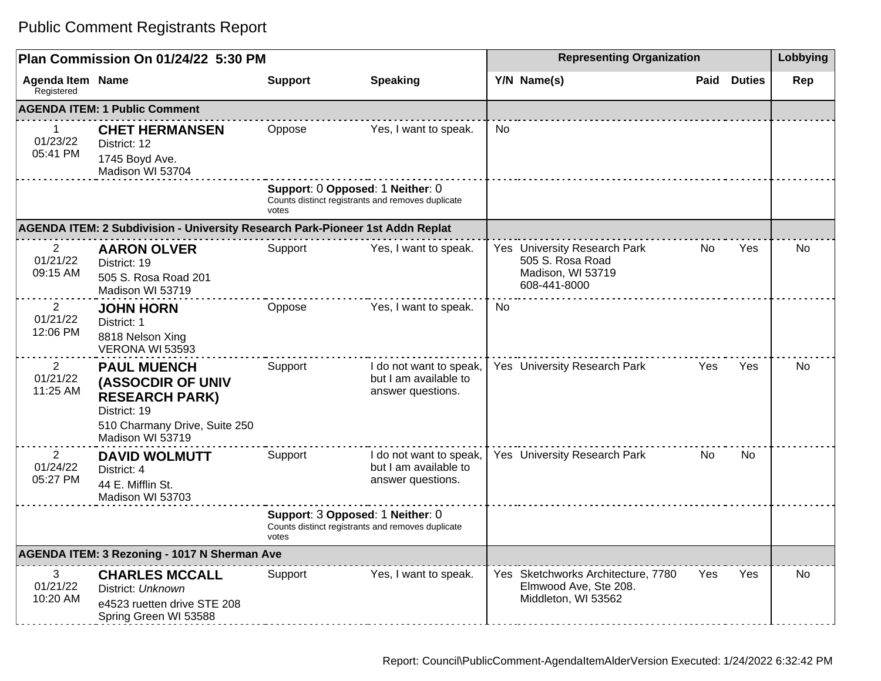# Public Comment Registrants Report

| Plan Commission On 01/24/22 5:30 PM | | | | Representing Organization | | | | Lobbying |
|---|---|---|---|---|---|---|---|---|
| Agenda Item Registered | Name | Support | Speaking | Y/N | Name(s) | Paid | Duties | Rep |
| **AGENDA ITEM: 1 Public Comment** | | | | | | | | |
| 1 01/23/22 05:41 PM | **CHET HERMANSEN** District: 12 1745 Boyd Ave. Madison WI 53704 | Oppose | Yes, I want to speak. | No | | | | |
| | | **Support**: 0 **Opposed**: 1 **Neither**: 0 Counts distinct registrants and removes duplicate votes | | | | | | |
| **AGENDA ITEM: 2 Subdivision - University Research Park-Pioneer 1st Addn Replat** | | | | | | | | |
| 2 01/21/22 09:15 AM | **AARON OLVER** District: 19 505 S. Rosa Road 201 Madison WI 53719 | Support | Yes, I want to speak. | Yes | University Research Park 505 S. Rosa Road Madison, WI 53719 608-441-8000 | No | Yes | No |
| 2 01/21/22 12:06 PM | **JOHN HORN** District: 1 8818 Nelson Xing VERONA WI 53593 | Oppose | Yes, I want to speak. | No | | | | |
| 2 01/21/22 11:25 AM | **PAUL MUENCH (ASSOCDIR OF UNIV RESEARCH PARK)** District: 19 510 Charmany Drive, Suite 250 Madison WI 53719 | Support | I do not want to speak, but I am available to answer questions. | Yes | University Research Park | Yes | Yes | No |
| 2 01/24/22 05:27 PM | **DAVID WOLMUTT** District: 4 44 E. Mifflin St. Madison WI 53703 | Support | I do not want to speak, but I am available to answer questions. | Yes | University Research Park | No | No | |
| | | **Support**: 3 **Opposed**: 1 **Neither**: 0 Counts distinct registrants and removes duplicate votes | | | | | | |
| **AGENDA ITEM: 3 Rezoning - 1017 N Sherman Ave** | | | | | | | | |
| 3 01/21/22 10:20 AM | **CHARLES MCCALL** District: *Unknown* e4523 ruetten drive STE 208 Spring Green WI 53588 | Support | Yes, I want to speak. | Yes | Sketchworks Architecture, 7780 Elmwood Ave, Ste 208. Middleton, WI 53562 | Yes | Yes | No |

Report: Council\PublicComment-AgendaItemAlderVersion Executed: 1/24/2022 6:32:42 PM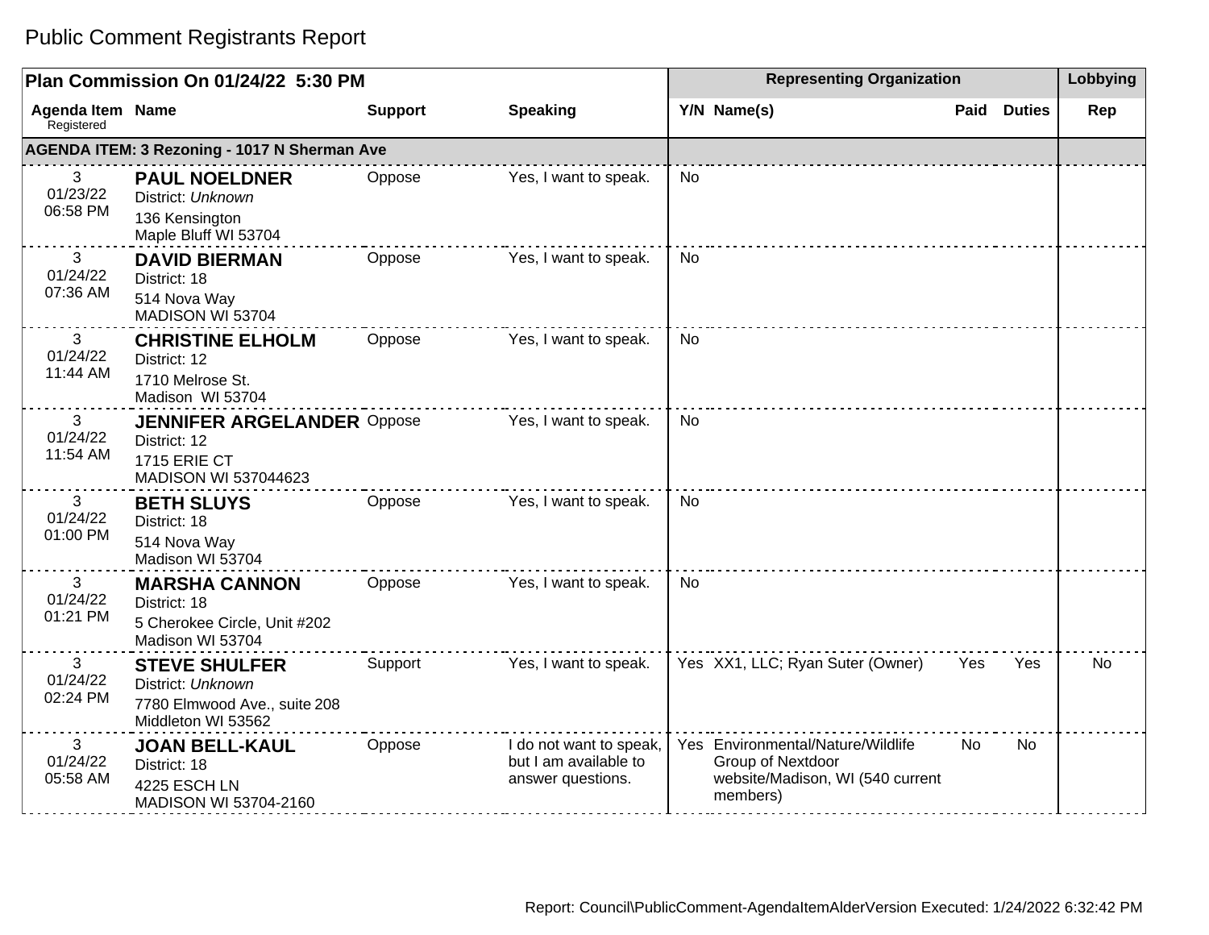# Public Comment Registrants Report

| Plan Commission On 01/24/22 5:30 PM | | | | Representing Organization | | | | Lobbying |
|---|---|---|---|---|---|---|---|---|
| Agenda Item Registered | Name | Support | Speaking | Y/N | Name(s) | Paid | Duties | Rep |
| **AGENDA ITEM: 3 Rezoning - 1017 N Sherman Ave** | | | | | | | | |
| 3 01/23/22 06:58 PM | **PAUL NOELDNER** District: *Unknown* 136 Kensington Maple Bluff WI 53704 | Oppose | Yes, I want to speak. | No | | | | |
| 3 01/24/22 07:36 AM | **DAVID BIERMAN** District: 18 514 Nova Way MADISON WI 53704 | Oppose | Yes, I want to speak. | No | | | | |
| 3 01/24/22 11:44 AM | **CHRISTINE ELHOLM** District: 12 1710 Melrose St. Madison WI 53704 | Oppose | Yes, I want to speak. | No | | | | |
| 3 01/24/22 11:54 AM | **JENNIFER ARGELANDER** District: 12 1715 ERIE CT MADISON WI 537044623 | Oppose | Yes, I want to speak. | No | | | | |
| 3 01/24/22 01:00 PM | **BETH SLUYS** District: 18 514 Nova Way Madison WI 53704 | Oppose | Yes, I want to speak. | No | | | | |
| 3 01/24/22 01:21 PM | **MARSHA CANNON** District: 18 5 Cherokee Circle, Unit #202 Madison WI 53704 | Oppose | Yes, I want to speak. | No | | | | |
| 3 01/24/22 02:24 PM | **STEVE SHULFER** District: *Unknown* 7780 Elmwood Ave., suite 208 Middleton WI 53562 | Support | Yes, I want to speak. | Yes | XX1, LLC; Ryan Suter (Owner) | Yes | Yes | No |
| 3 01/24/22 05:58 AM | **JOAN BELL-KAUL** District: 18 4225 ESCH LN MADISON WI 53704-2160 | Oppose | I do not want to speak, but I am available to answer questions. | Yes | Environmental/Nature/Wildlife Group of Nextdoor website/Madison, WI (540 current members) | No | No | |

Report: Council\PublicComment-AgendaItemAlderVersion Executed: 1/24/2022 6:32:42 PM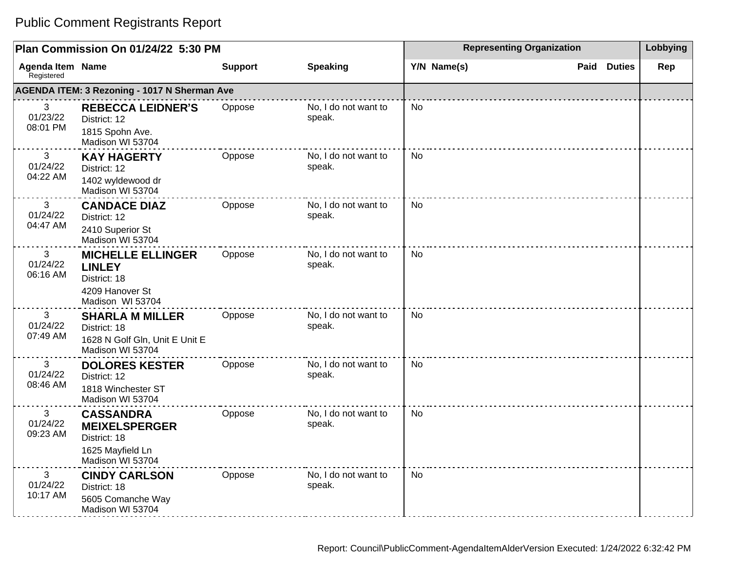# Public Comment Registrants Report

| Plan Commission On 01/24/22 5:30 PM | | | | Representing Organization | | | | Lobbying |
|---|---|---|---|---|---|---|---|---|
| Agenda Item Registered | Name | Support | Speaking | Y/N | Name(s) | Paid | Duties | Rep |
| **AGENDA ITEM: 3 Rezoning - 1017 N Sherman Ave** | | | | | | | | |
| 3 01/23/22 08:01 PM | **REBECCA LEIDNER'S** District: 12 1815 Spohn Ave. Madison WI 53704 | Oppose | No, I do not want to speak. | No | | | | |
| 3 01/24/22 04:22 AM | **KAY HAGERTY** District: 12 1402 wyldewood dr Madison WI 53704 | Oppose | No, I do not want to speak. | No | | | | |
| 3 01/24/22 04:47 AM | **CANDACE DIAZ** District: 12 2410 Superior St Madison WI 53704 | Oppose | No, I do not want to speak. | No | | | | |
| 3 01/24/22 06:16 AM | **MICHELLE ELLINGER LINLEY** District: 18 4209 Hanover St Madison WI 53704 | Oppose | No, I do not want to speak. | No | | | | |
| 3 01/24/22 07:49 AM | **SHARLA M MILLER** District: 18 1628 N Golf Gln, Unit E Unit E Madison WI 53704 | Oppose | No, I do not want to speak. | No | | | | |
| 3 01/24/22 08:46 AM | **DOLORES KESTER** District: 12 1818 Winchester ST Madison WI 53704 | Oppose | No, I do not want to speak. | No | | | | |
| 3 01/24/22 09:23 AM | **CASSANDRA MEIXELSPERGER** District: 18 1625 Mayfield Ln Madison WI 53704 | Oppose | No, I do not want to speak. | No | | | | |
| 3 01/24/22 10:17 AM | **CINDY CARLSON** District: 18 5605 Comanche Way Madison WI 53704 | Oppose | No, I do not want to speak. | No | | | | |

Report: Council\PublicComment-AgendaItemAlderVersion Executed: 1/24/2022 6:32:42 PM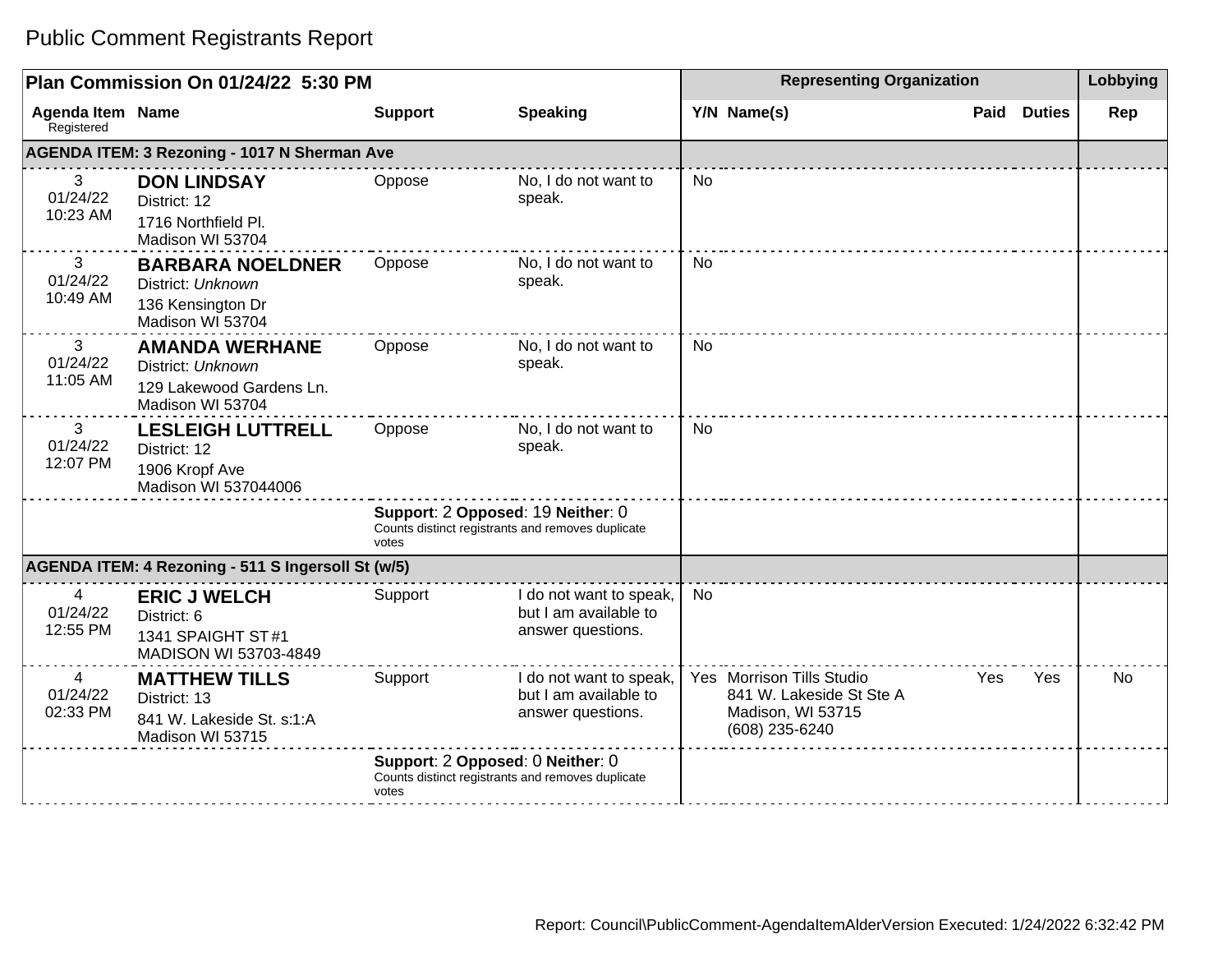# Public Comment Registrants Report

| Plan Commission On 01/24/22 5:30 PM | | | | Representing Organization | | | | Lobbying |
|---|---|---|---|---|---|---|---|---|
| **Agenda Item** Registered | **Name** | **Support** | **Speaking** | **Y/N** | **Name(s)** | **Paid** | **Duties** | **Rep** |
| **AGENDA ITEM: 3 Rezoning - 1017 N Sherman Ave** | | | | | | | | |
| 3 01/24/22 10:23 AM | **DON LINDSAY** District: 12 1716 Northfield Pl. Madison WI 53704 | Oppose | No, I do not want to speak. | No | | | | |
| 3 01/24/22 10:49 AM | **BARBARA NOELDNER** District: *Unknown* 136 Kensington Dr Madison WI 53704 | Oppose | No, I do not want to speak. | No | | | | |
| 3 01/24/22 11:05 AM | **AMANDA WERHANE** District: *Unknown* 129 Lakewood Gardens Ln. Madison WI 53704 | Oppose | No, I do not want to speak. | No | | | | |
| 3 01/24/22 12:07 PM | **LESLEIGH LUTTRELL** District: 12 1906 Kropf Ave Madison WI 537044006 | Oppose | No, I do not want to speak. | No | | | | |
| | | **Support**: 2 **Opposed**: 19 **Neither**: 0 Counts distinct registrants and removes duplicate votes | | | | | | |
| **AGENDA ITEM: 4 Rezoning - 511 S Ingersoll St (w/5)** | | | | | | | | |
| 4 01/24/22 12:55 PM | **ERIC J WELCH** District: 6 1341 SPAIGHT ST #1 MADISON WI 53703-4849 | Support | I do not want to speak, but I am available to answer questions. | No | | | | |
| 4 01/24/22 02:33 PM | **MATTHEW TILLS** District: 13 841 W. Lakeside St. s:1:A Madison WI 53715 | Support | I do not want to speak, but I am available to answer questions. | Yes | Morrison Tills Studio 841 W. Lakeside St Ste A Madison, WI 53715 (608) 235-6240 | Yes | Yes | No |
| | | **Support**: 2 **Opposed**: 0 **Neither**: 0 Counts distinct registrants and removes duplicate votes | | | | | | |

Report: Council\PublicComment-AgendaItemAlderVersion Executed: 1/24/2022 6:32:42 PM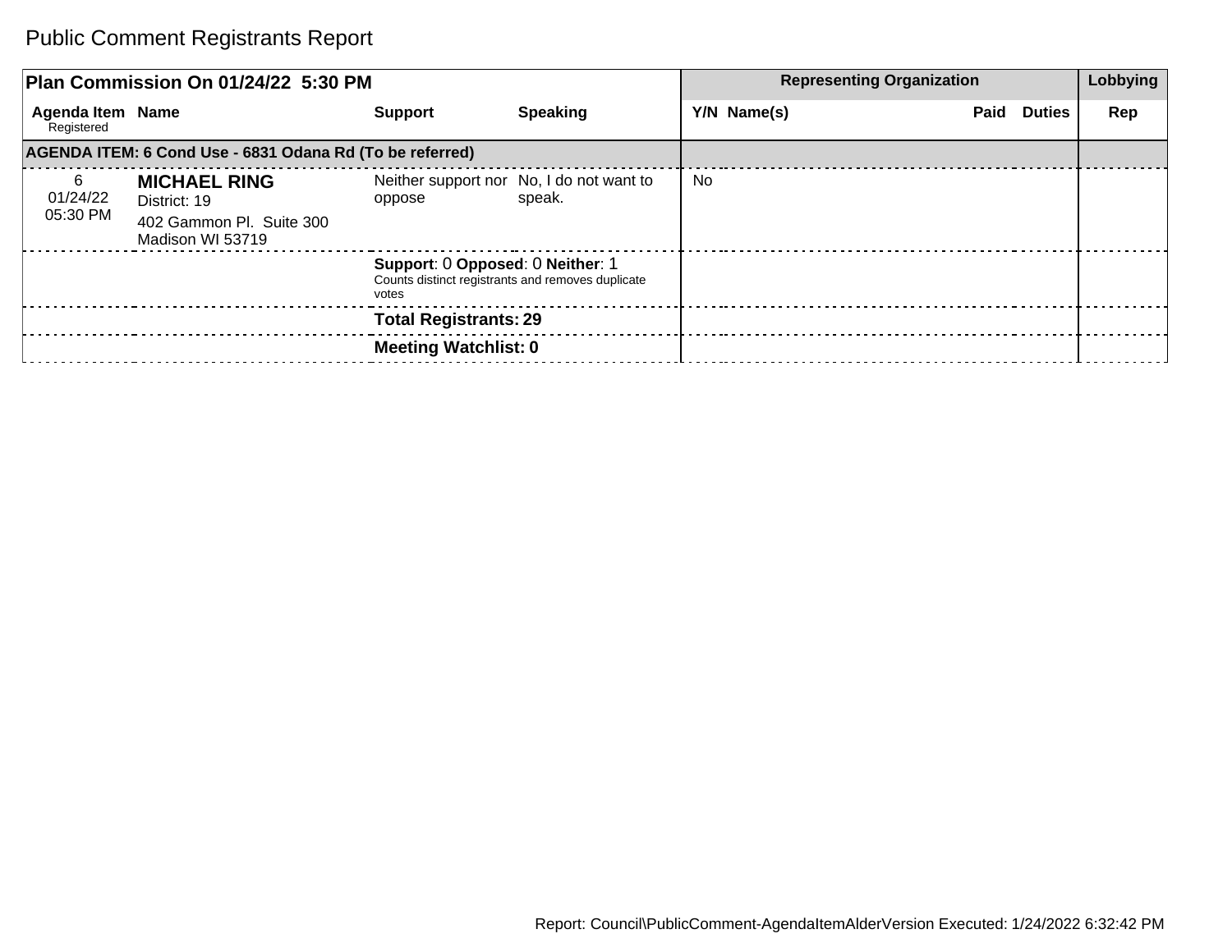# Public Comment Registrants Report

| Plan Commission On 01/24/22 5:30 PM | | | | Representing Organization | | | | Lobbying |
|---|---|---|---|---|---|---|---|---|
| **Agenda Item** Registered | **Name** | **Support** | **Speaking** | **Y/N** | **Name(s)** | **Paid** | **Duties** | **Rep** |
| **AGENDA ITEM: 6 Cond Use - 6831 Odana Rd (To be referred)** | | | | | | | | |
| 6 01/24/22 05:30 PM | **MICHAEL RING** District: 19 402 Gammon Pl. Suite 300 Madison WI 53719 | Neither support nor oppose | No, I do not want to speak. | No | | | | |
| | | **Support**: 0 **Opposed**: 0 **Neither**: 1 Counts distinct registrants and removes duplicate votes | | | | | | |
| | | **Total Registrants: 29** | | | | | | |
| | | **Meeting Watchlist: 0** | | | | | | |

Report: Council\PublicComment-AgendaItemAlderVersion Executed: 1/24/2022 6:32:42 PM